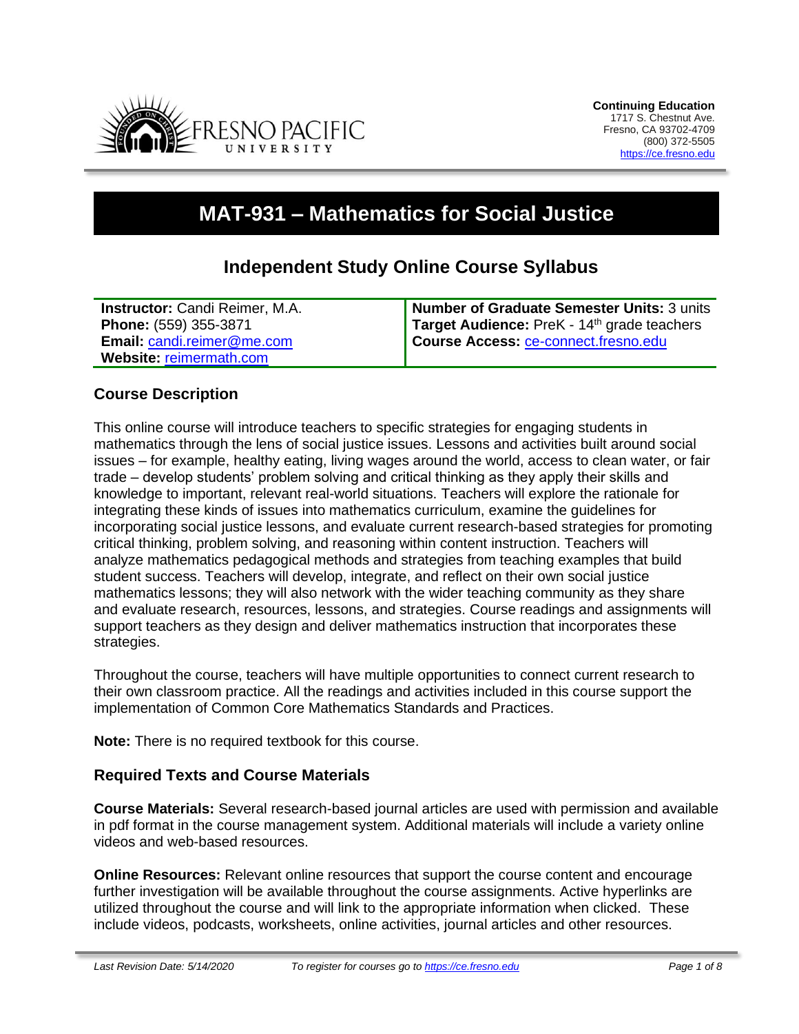FRESNO PACIFIC UNIVERSITY

**Continuing Education**
1717 S. Chestnut Ave.
Fresno, CA 93702-4709
(800) 372-5505
https://ce.fresno.edu

# MAT-931 – Mathematics for Social Justice

## Independent Study Online Course Syllabus

| **Instructor:** Candi Reimer, M.A.<br>**Phone:** (559) 355-3871<br>**Email:** candi.reimer@me.com<br>**Website:** reimermath.com | **Number of Graduate Semester Units:** 3 units<br>**Target Audience:** PreK - 14th grade teachers<br>**Course Access:** ce-connect.fresno.edu |
|---|---|

### Course Description

This online course will introduce teachers to specific strategies for engaging students in mathematics through the lens of social justice issues. Lessons and activities built around social issues – for example, healthy eating, living wages around the world, access to clean water, or fair trade – develop students' problem solving and critical thinking as they apply their skills and knowledge to important, relevant real-world situations. Teachers will explore the rationale for integrating these kinds of issues into mathematics curriculum, examine the guidelines for incorporating social justice lessons, and evaluate current research-based strategies for promoting critical thinking, problem solving, and reasoning within content instruction. Teachers will analyze mathematics pedagogical methods and strategies from teaching examples that build student success. Teachers will develop, integrate, and reflect on their own social justice mathematics lessons; they will also network with the wider teaching community as they share and evaluate research, resources, lessons, and strategies. Course readings and assignments will support teachers as they design and deliver mathematics instruction that incorporates these strategies.

Throughout the course, teachers will have multiple opportunities to connect current research to their own classroom practice. All the readings and activities included in this course support the implementation of Common Core Mathematics Standards and Practices.

**Note:** There is no required textbook for this course.

### Required Texts and Course Materials

**Course Materials:** Several research-based journal articles are used with permission and available in pdf format in the course management system. Additional materials will include a variety online videos and web-based resources.

**Online Resources:** Relevant online resources that support the course content and encourage further investigation will be available throughout the course assignments. Active hyperlinks are utilized throughout the course and will link to the appropriate information when clicked. These include videos, podcasts, worksheets, online activities, journal articles and other resources.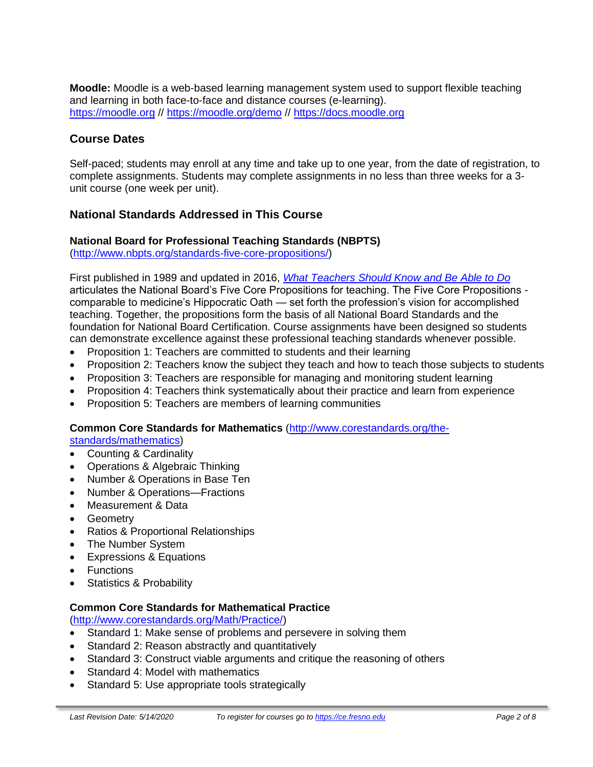**Moodle:** Moodle is a web-based learning management system used to support flexible teaching and learning in both face-to-face and distance courses (e-learning). https://moodle.org // https://moodle.org/demo // https://docs.moodle.org

## Course Dates

Self-paced; students may enroll at any time and take up to one year, from the date of registration, to complete assignments. Students may complete assignments in no less than three weeks for a 3-unit course (one week per unit).

## National Standards Addressed in This Course

### National Board for Professional Teaching Standards (NBPTS)

(http://www.nbpts.org/standards-five-core-propositions/)

First published in 1989 and updated in 2016, *What Teachers Should Know and Be Able to Do* articulates the National Board's Five Core Propositions for teaching. The Five Core Propositions - comparable to medicine's Hippocratic Oath — set forth the profession's vision for accomplished teaching. Together, the propositions form the basis of all National Board Standards and the foundation for National Board Certification. Course assignments have been designed so students can demonstrate excellence against these professional teaching standards whenever possible.

- Proposition 1: Teachers are committed to students and their learning
- Proposition 2: Teachers know the subject they teach and how to teach those subjects to students
- Proposition 3: Teachers are responsible for managing and monitoring student learning
- Proposition 4: Teachers think systematically about their practice and learn from experience
- Proposition 5: Teachers are members of learning communities

### Common Core Standards for Mathematics (http://www.corestandards.org/the-standards/mathematics)

- Counting & Cardinality
- Operations & Algebraic Thinking
- Number & Operations in Base Ten
- Number & Operations—Fractions
- Measurement & Data
- Geometry
- Ratios & Proportional Relationships
- The Number System
- Expressions & Equations
- Functions
- Statistics & Probability

### Common Core Standards for Mathematical Practice

(http://www.corestandards.org/Math/Practice/)

- Standard 1: Make sense of problems and persevere in solving them
- Standard 2: Reason abstractly and quantitatively
- Standard 3: Construct viable arguments and critique the reasoning of others
- Standard 4: Model with mathematics
- Standard 5: Use appropriate tools strategically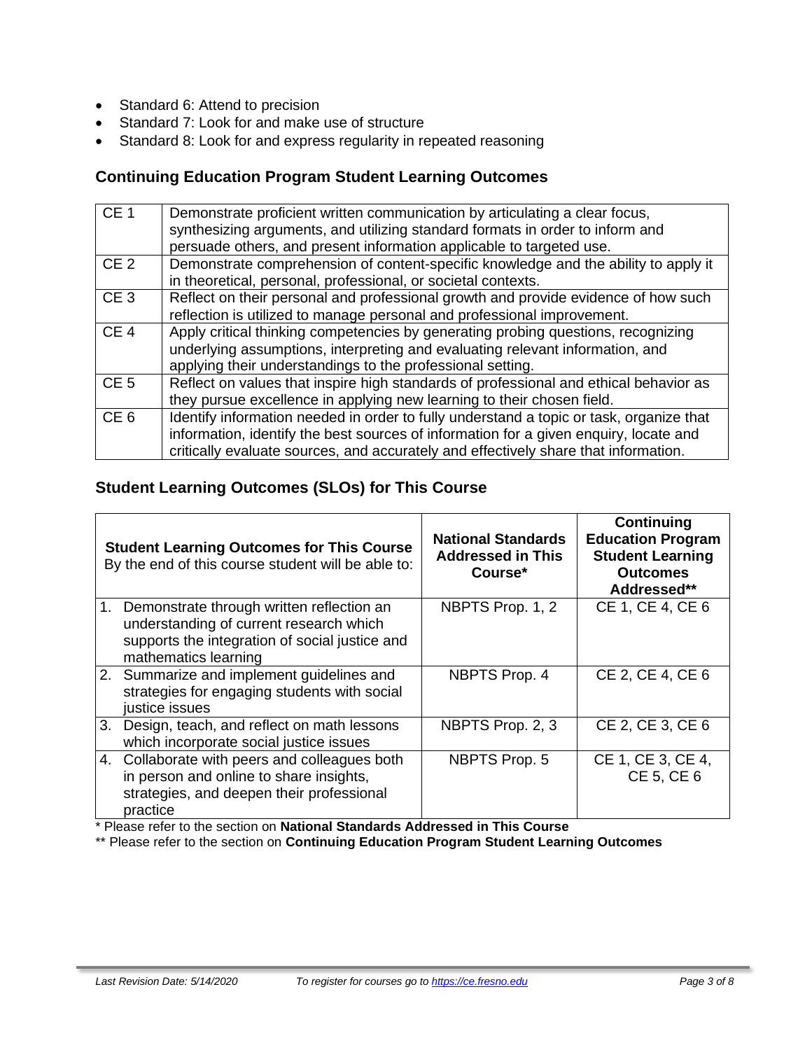- Standard 6: Attend to precision
- Standard 7: Look for and make use of structure
- Standard 8: Look for and express regularity in repeated reasoning

## Continuing Education Program Student Learning Outcomes

| | |
|---|---|
| CE 1 | Demonstrate proficient written communication by articulating a clear focus, synthesizing arguments, and utilizing standard formats in order to inform and persuade others, and present information applicable to targeted use. |
| CE 2 | Demonstrate comprehension of content-specific knowledge and the ability to apply it in theoretical, personal, professional, or societal contexts. |
| CE 3 | Reflect on their personal and professional growth and provide evidence of how such reflection is utilized to manage personal and professional improvement. |
| CE 4 | Apply critical thinking competencies by generating probing questions, recognizing underlying assumptions, interpreting and evaluating relevant information, and applying their understandings to the professional setting. |
| CE 5 | Reflect on values that inspire high standards of professional and ethical behavior as they pursue excellence in applying new learning to their chosen field. |
| CE 6 | Identify information needed in order to fully understand a topic or task, organize that information, identify the best sources of information for a given enquiry, locate and critically evaluate sources, and accurately and effectively share that information. |

## Student Learning Outcomes (SLOs) for This Course

| **Student Learning Outcomes for This Course** By the end of this course student will be able to: | **National Standards Addressed in This Course*** | **Continuing Education Program Student Learning Outcomes Addressed**** |
|---|---|---|
| 1. Demonstrate through written reflection an understanding of current research which supports the integration of social justice and mathematics learning | NBPTS Prop. 1, 2 | CE 1, CE 4, CE 6 |
| 2. Summarize and implement guidelines and strategies for engaging students with social justice issues | NBPTS Prop. 4 | CE 2, CE 4, CE 6 |
| 3. Design, teach, and reflect on math lessons which incorporate social justice issues | NBPTS Prop. 2, 3 | CE 2, CE 3, CE 6 |
| 4. Collaborate with peers and colleagues both in person and online to share insights, strategies, and deepen their professional practice | NBPTS Prop. 5 | CE 1, CE 3, CE 4, CE 5, CE 6 |

* Please refer to the section on **National Standards Addressed in This Course**

** Please refer to the section on **Continuing Education Program Student Learning Outcomes**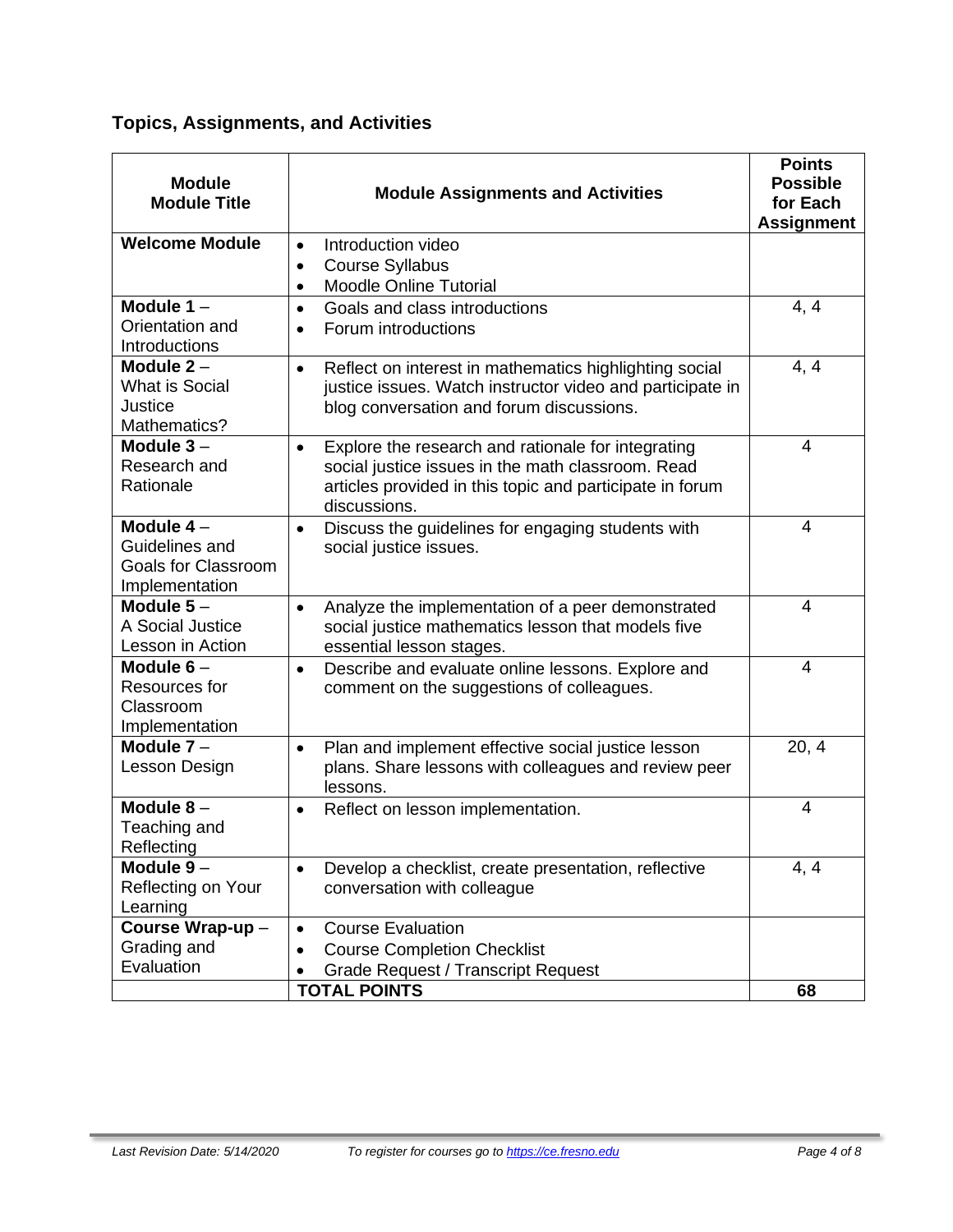### Topics, Assignments, and Activities

| Module Module Title | Module Assignments and Activities | Points Possible for Each Assignment |
|---|---|---|
| **Welcome Module** | • Introduction video<br>• Course Syllabus<br>• Moodle Online Tutorial | |
| **Module 1** – Orientation and Introductions | • Goals and class introductions<br>• Forum introductions | 4, 4 |
| **Module 2** – What is Social Justice Mathematics? | • Reflect on interest in mathematics highlighting social justice issues. Watch instructor video and participate in blog conversation and forum discussions. | 4, 4 |
| **Module 3** – Research and Rationale | • Explore the research and rationale for integrating social justice issues in the math classroom. Read articles provided in this topic and participate in forum discussions. | 4 |
| **Module 4** – Guidelines and Goals for Classroom Implementation | • Discuss the guidelines for engaging students with social justice issues. | 4 |
| **Module 5** – A Social Justice Lesson in Action | • Analyze the implementation of a peer demonstrated social justice mathematics lesson that models five essential lesson stages. | 4 |
| **Module 6** – Resources for Classroom Implementation | • Describe and evaluate online lessons. Explore and comment on the suggestions of colleagues. | 4 |
| **Module 7** – Lesson Design | • Plan and implement effective social justice lesson plans. Share lessons with colleagues and review peer lessons. | 20, 4 |
| **Module 8** – Teaching and Reflecting | • Reflect on lesson implementation. | 4 |
| **Module 9** – Reflecting on Your Learning | • Develop a checklist, create presentation, reflective conversation with colleague | 4, 4 |
| **Course Wrap-up** – Grading and Evaluation | • Course Evaluation<br>• Course Completion Checklist<br>• Grade Request / Transcript Request | |
| | **TOTAL POINTS** | **68** |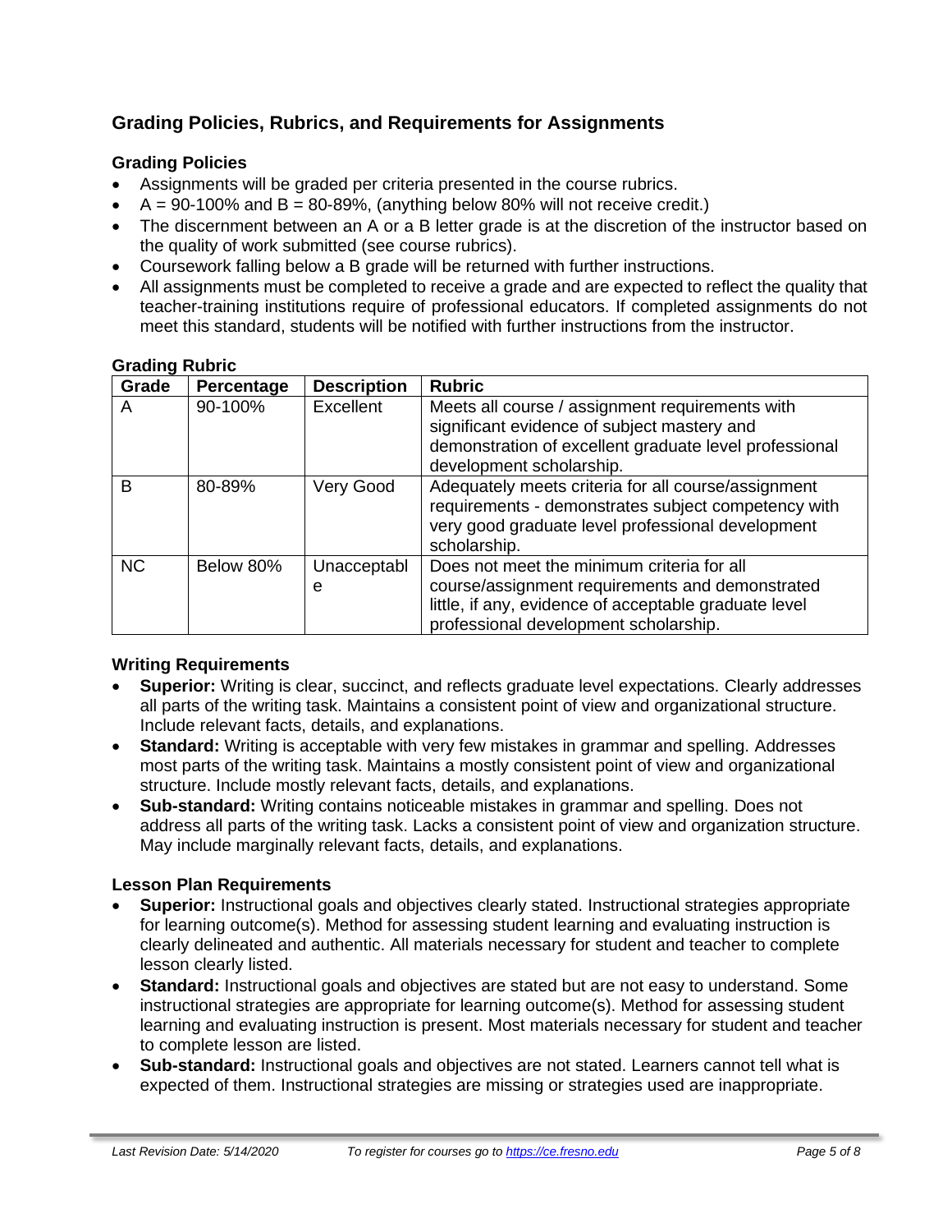## Grading Policies, Rubrics, and Requirements for Assignments

### Grading Policies

- Assignments will be graded per criteria presented in the course rubrics.
- A = 90-100% and B = 80-89%, (anything below 80% will not receive credit.)
- The discernment between an A or a B letter grade is at the discretion of the instructor based on the quality of work submitted (see course rubrics).
- Coursework falling below a B grade will be returned with further instructions.
- All assignments must be completed to receive a grade and are expected to reflect the quality that teacher-training institutions require of professional educators. If completed assignments do not meet this standard, students will be notified with further instructions from the instructor.

### Grading Rubric

| Grade | Percentage | Description | Rubric |
|---|---|---|---|
| A | 90-100% | Excellent | Meets all course / assignment requirements with significant evidence of subject mastery and demonstration of excellent graduate level professional development scholarship. |
| B | 80-89% | Very Good | Adequately meets criteria for all course/assignment requirements - demonstrates subject competency with very good graduate level professional development scholarship. |
| NC | Below 80% | Unacceptable | Does not meet the minimum criteria for all course/assignment requirements and demonstrated little, if any, evidence of acceptable graduate level professional development scholarship. |

### Writing Requirements

- **Superior:** Writing is clear, succinct, and reflects graduate level expectations. Clearly addresses all parts of the writing task. Maintains a consistent point of view and organizational structure. Include relevant facts, details, and explanations.
- **Standard:** Writing is acceptable with very few mistakes in grammar and spelling. Addresses most parts of the writing task. Maintains a mostly consistent point of view and organizational structure. Include mostly relevant facts, details, and explanations.
- **Sub-standard:** Writing contains noticeable mistakes in grammar and spelling. Does not address all parts of the writing task. Lacks a consistent point of view and organization structure. May include marginally relevant facts, details, and explanations.

### Lesson Plan Requirements

- **Superior:** Instructional goals and objectives clearly stated. Instructional strategies appropriate for learning outcome(s). Method for assessing student learning and evaluating instruction is clearly delineated and authentic. All materials necessary for student and teacher to complete lesson clearly listed.
- **Standard:** Instructional goals and objectives are stated but are not easy to understand. Some instructional strategies are appropriate for learning outcome(s). Method for assessing student learning and evaluating instruction is present. Most materials necessary for student and teacher to complete lesson are listed.
- **Sub-standard:** Instructional goals and objectives are not stated. Learners cannot tell what is expected of them. Instructional strategies are missing or strategies used are inappropriate.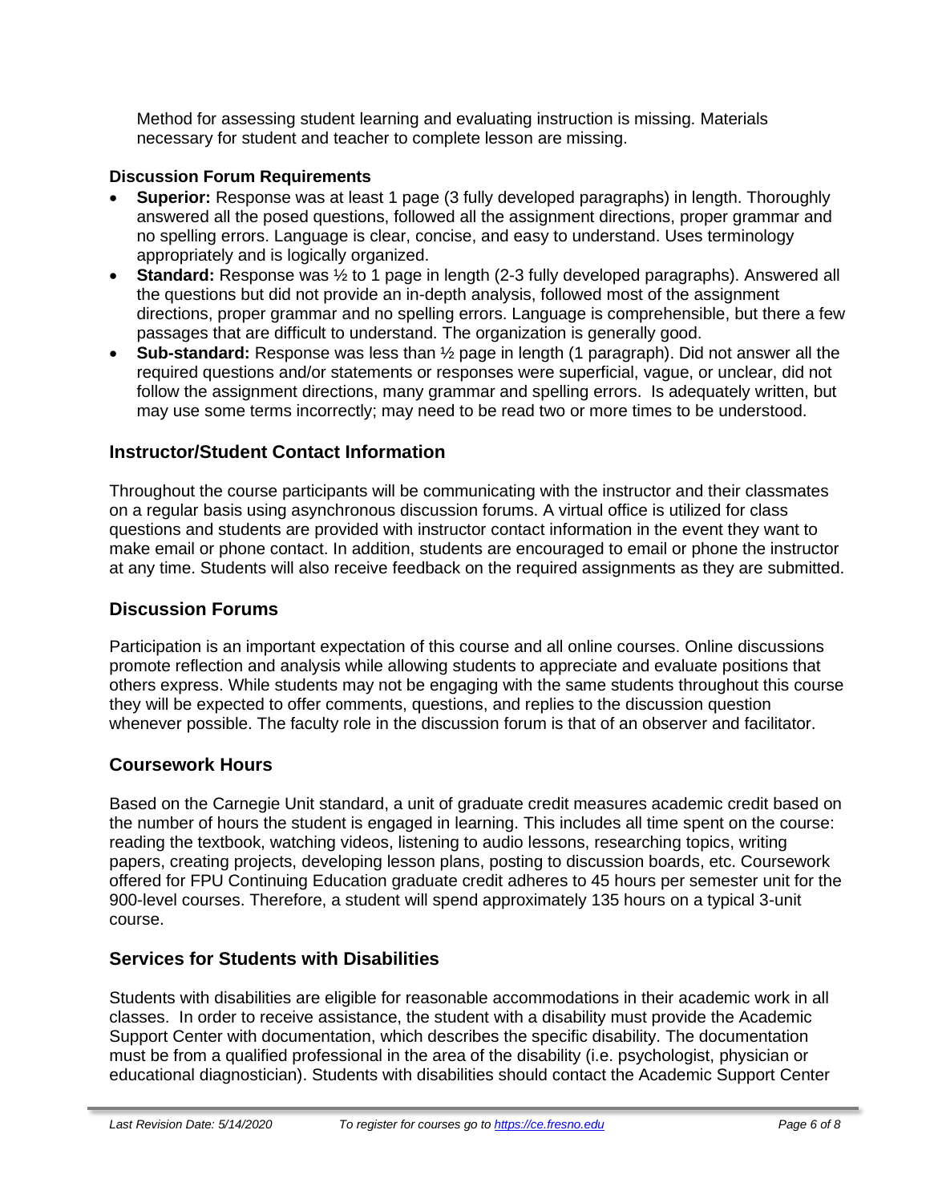Method for assessing student learning and evaluating instruction is missing. Materials necessary for student and teacher to complete lesson are missing.

**Discussion Forum Requirements**

- **Superior:** Response was at least 1 page (3 fully developed paragraphs) in length. Thoroughly answered all the posed questions, followed all the assignment directions, proper grammar and no spelling errors. Language is clear, concise, and easy to understand. Uses terminology appropriately and is logically organized.
- **Standard:** Response was ½ to 1 page in length (2-3 fully developed paragraphs). Answered all the questions but did not provide an in-depth analysis, followed most of the assignment directions, proper grammar and no spelling errors. Language is comprehensible, but there a few passages that are difficult to understand. The organization is generally good.
- **Sub-standard:** Response was less than ½ page in length (1 paragraph). Did not answer all the required questions and/or statements or responses were superficial, vague, or unclear, did not follow the assignment directions, many grammar and spelling errors. Is adequately written, but may use some terms incorrectly; may need to be read two or more times to be understood.

## Instructor/Student Contact Information

Throughout the course participants will be communicating with the instructor and their classmates on a regular basis using asynchronous discussion forums. A virtual office is utilized for class questions and students are provided with instructor contact information in the event they want to make email or phone contact. In addition, students are encouraged to email or phone the instructor at any time. Students will also receive feedback on the required assignments as they are submitted.

## Discussion Forums

Participation is an important expectation of this course and all online courses. Online discussions promote reflection and analysis while allowing students to appreciate and evaluate positions that others express. While students may not be engaging with the same students throughout this course they will be expected to offer comments, questions, and replies to the discussion question whenever possible. The faculty role in the discussion forum is that of an observer and facilitator.

## Coursework Hours

Based on the Carnegie Unit standard, a unit of graduate credit measures academic credit based on the number of hours the student is engaged in learning. This includes all time spent on the course: reading the textbook, watching videos, listening to audio lessons, researching topics, writing papers, creating projects, developing lesson plans, posting to discussion boards, etc. Coursework offered for FPU Continuing Education graduate credit adheres to 45 hours per semester unit for the 900-level courses. Therefore, a student will spend approximately 135 hours on a typical 3-unit course.

## Services for Students with Disabilities

Students with disabilities are eligible for reasonable accommodations in their academic work in all classes. In order to receive assistance, the student with a disability must provide the Academic Support Center with documentation, which describes the specific disability. The documentation must be from a qualified professional in the area of the disability (i.e. psychologist, physician or educational diagnostician). Students with disabilities should contact the Academic Support Center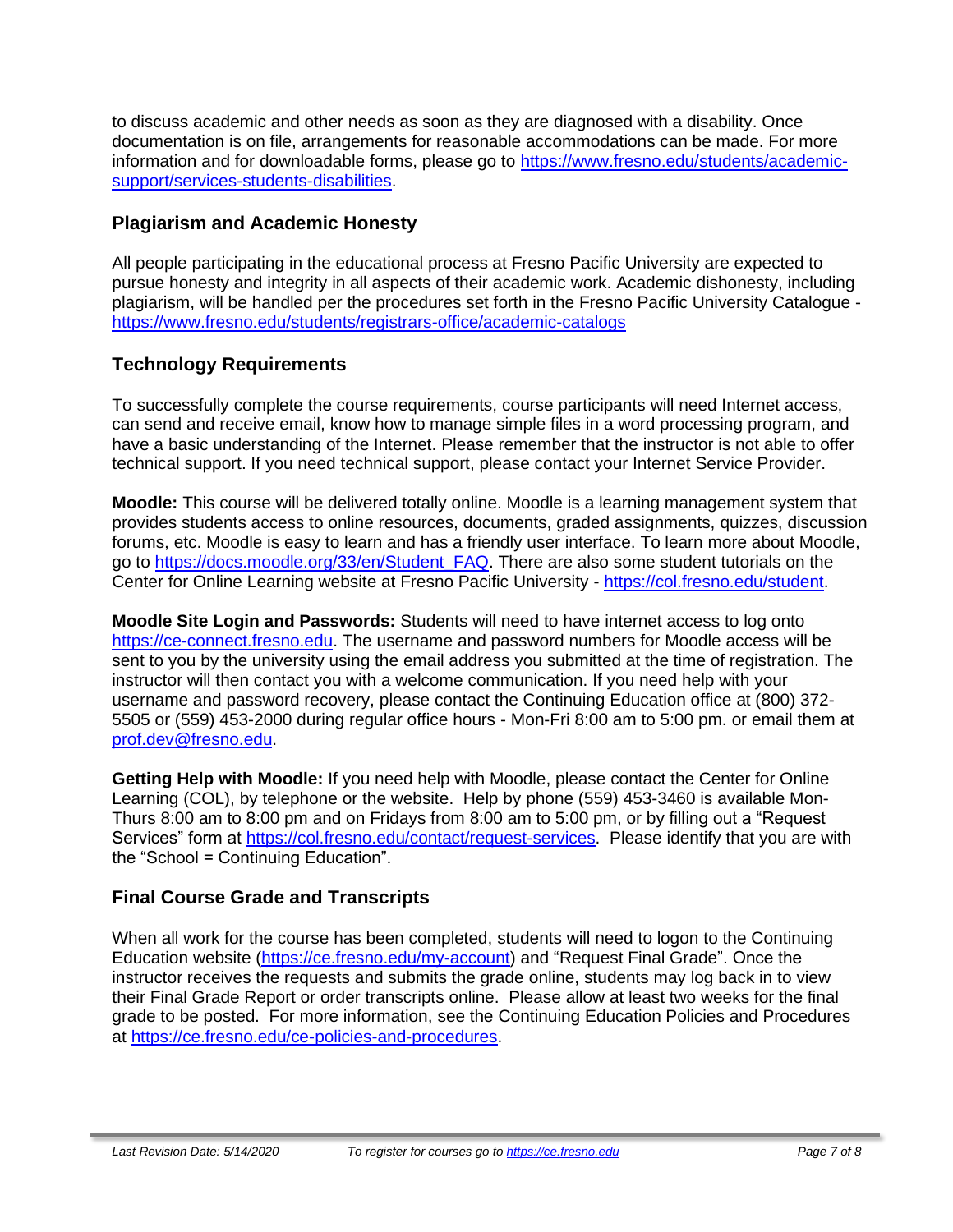to discuss academic and other needs as soon as they are diagnosed with a disability. Once documentation is on file, arrangements for reasonable accommodations can be made. For more information and for downloadable forms, please go to https://www.fresno.edu/students/academic-support/services-students-disabilities.

## Plagiarism and Academic Honesty

All people participating in the educational process at Fresno Pacific University are expected to pursue honesty and integrity in all aspects of their academic work. Academic dishonesty, including plagiarism, will be handled per the procedures set forth in the Fresno Pacific University Catalogue - https://www.fresno.edu/students/registrars-office/academic-catalogs

## Technology Requirements

To successfully complete the course requirements, course participants will need Internet access, can send and receive email, know how to manage simple files in a word processing program, and have a basic understanding of the Internet. Please remember that the instructor is not able to offer technical support. If you need technical support, please contact your Internet Service Provider.

**Moodle:** This course will be delivered totally online. Moodle is a learning management system that provides students access to online resources, documents, graded assignments, quizzes, discussion forums, etc. Moodle is easy to learn and has a friendly user interface. To learn more about Moodle, go to https://docs.moodle.org/33/en/Student_FAQ. There are also some student tutorials on the Center for Online Learning website at Fresno Pacific University - https://col.fresno.edu/student.

**Moodle Site Login and Passwords:** Students will need to have internet access to log onto https://ce-connect.fresno.edu. The username and password numbers for Moodle access will be sent to you by the university using the email address you submitted at the time of registration. The instructor will then contact you with a welcome communication. If you need help with your username and password recovery, please contact the Continuing Education office at (800) 372-5505 or (559) 453-2000 during regular office hours - Mon-Fri 8:00 am to 5:00 pm. or email them at prof.dev@fresno.edu.

**Getting Help with Moodle:** If you need help with Moodle, please contact the Center for Online Learning (COL), by telephone or the website. Help by phone (559) 453-3460 is available Mon-Thurs 8:00 am to 8:00 pm and on Fridays from 8:00 am to 5:00 pm, or by filling out a "Request Services" form at https://col.fresno.edu/contact/request-services. Please identify that you are with the "School = Continuing Education".

## Final Course Grade and Transcripts

When all work for the course has been completed, students will need to logon to the Continuing Education website (https://ce.fresno.edu/my-account) and "Request Final Grade". Once the instructor receives the requests and submits the grade online, students may log back in to view their Final Grade Report or order transcripts online. Please allow at least two weeks for the final grade to be posted. For more information, see the Continuing Education Policies and Procedures at https://ce.fresno.edu/ce-policies-and-procedures.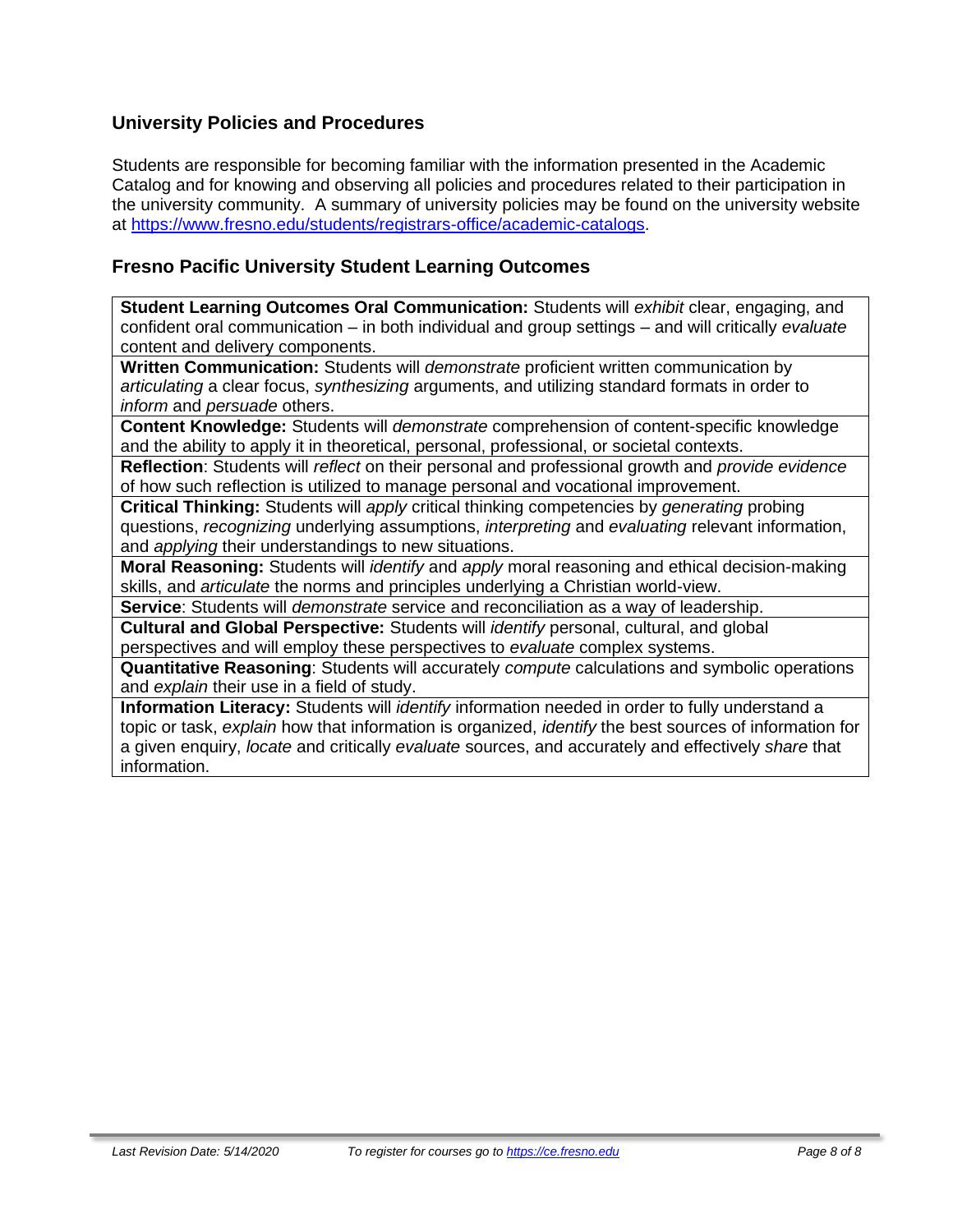## University Policies and Procedures

Students are responsible for becoming familiar with the information presented in the Academic Catalog and for knowing and observing all policies and procedures related to their participation in the university community. A summary of university policies may be found on the university website at https://www.fresno.edu/students/registrars-office/academic-catalogs.

## Fresno Pacific University Student Learning Outcomes

| |
|---|
| **Student Learning Outcomes Oral Communication:** Students will *exhibit* clear, engaging, and confident oral communication – in both individual and group settings – and will critically *evaluate* content and delivery components. |
| **Written Communication:** Students will *demonstrate* proficient written communication by *articulating* a clear focus, *synthesizing* arguments, and utilizing standard formats in order to *inform* and *persuade* others. |
| **Content Knowledge:** Students will *demonstrate* comprehension of content-specific knowledge and the ability to apply it in theoretical, personal, professional, or societal contexts. |
| **Reflection**: Students will *reflect* on their personal and professional growth and *provide evidence* of how such reflection is utilized to manage personal and vocational improvement. |
| **Critical Thinking:** Students will *apply* critical thinking competencies by *generating* probing questions, *recognizing* underlying assumptions, *interpreting* and *evaluating* relevant information, and *applying* their understandings to new situations. |
| **Moral Reasoning:** Students will *identify* and *apply* moral reasoning and ethical decision-making skills, and *articulate* the norms and principles underlying a Christian world-view. |
| **Service**: Students will *demonstrate* service and reconciliation as a way of leadership. |
| **Cultural and Global Perspective:** Students will *identify* personal, cultural, and global perspectives and will employ these perspectives to *evaluate* complex systems. |
| **Quantitative Reasoning**: Students will accurately *compute* calculations and symbolic operations and *explain* their use in a field of study. |
| **Information Literacy:** Students will *identify* information needed in order to fully understand a topic or task, *explain* how that information is organized, *identify* the best sources of information for a given enquiry, *locate* and critically *evaluate* sources, and accurately and effectively *share* that information. |